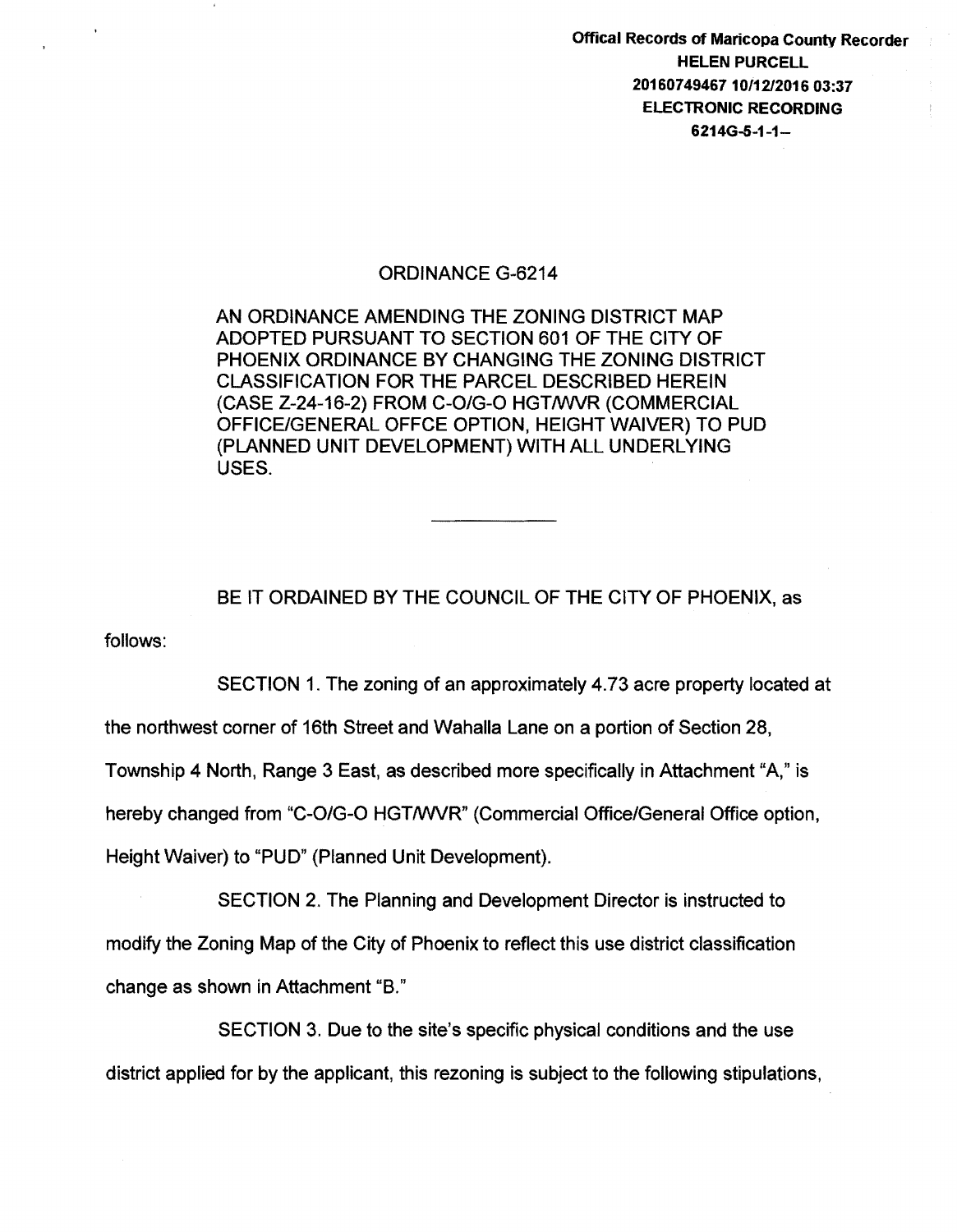Offical Records of Maricopa County Recorder
HELEN PURCELL
20160749467 10/12/2016 03:37
ELECTRONIC RECORDING
6214G-5-1-1--

# ORDINANCE G-6214

AN ORDINANCE AMENDING THE ZONING DISTRICT MAP ADOPTED PURSUANT TO SECTION 601 OF THE CITY OF PHOENIX ORDINANCE BY CHANGING THE ZONING DISTRICT CLASSIFICATION FOR THE PARCEL DESCRIBED HEREIN (CASE Z-24-16-2) FROM C-O/G-O HGT/WVR (COMMERCIAL OFFICE/GENERAL OFFCE OPTION, HEIGHT WAIVER) TO PUD (PLANNED UNIT DEVELOPMENT) WITH ALL UNDERLYING USES.

---

BE IT ORDAINED BY THE COUNCIL OF THE CITY OF PHOENIX, as follows:

SECTION 1. The zoning of an approximately 4.73 acre property located at the northwest corner of 16th Street and Wahalla Lane on a portion of Section 28, Township 4 North, Range 3 East, as described more specifically in Attachment "A," is hereby changed from "C-O/G-O HGT/WVR" (Commercial Office/General Office option, Height Waiver) to "PUD" (Planned Unit Development).

SECTION 2. The Planning and Development Director is instructed to modify the Zoning Map of the City of Phoenix to reflect this use district classification change as shown in Attachment "B."

SECTION 3. Due to the site's specific physical conditions and the use district applied for by the applicant, this rezoning is subject to the following stipulations,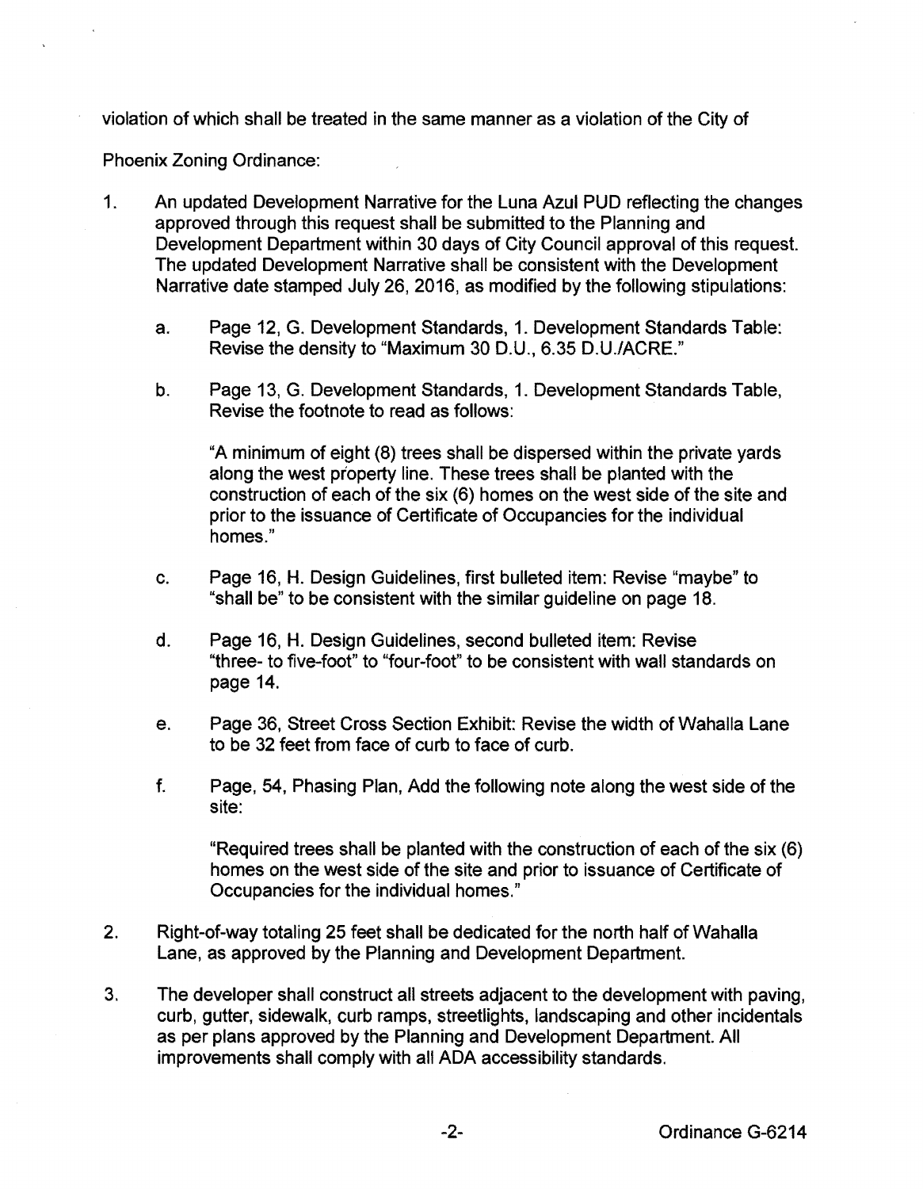violation of which shall be treated in the same manner as a violation of the City of Phoenix Zoning Ordinance:

1. An updated Development Narrative for the Luna Azul PUD reflecting the changes approved through this request shall be submitted to the Planning and Development Department within 30 days of City Council approval of this request. The updated Development Narrative shall be consistent with the Development Narrative date stamped July 26, 2016, as modified by the following stipulations:

   a. Page 12, G. Development Standards, 1. Development Standards Table: Revise the density to "Maximum 30 D.U., 6.35 D.U./ACRE."

   b. Page 13, G. Development Standards, 1. Development Standards Table, Revise the footnote to read as follows:

      "A minimum of eight (8) trees shall be dispersed within the private yards along the west property line. These trees shall be planted with the construction of each of the six (6) homes on the west side of the site and prior to the issuance of Certificate of Occupancies for the individual homes."

   c. Page 16, H. Design Guidelines, first bulleted item: Revise "maybe" to "shall be" to be consistent with the similar guideline on page 18.

   d. Page 16, H. Design Guidelines, second bulleted item: Revise "three- to five-foot" to "four-foot" to be consistent with wall standards on page 14.

   e. Page 36, Street Cross Section Exhibit: Revise the width of Wahalla Lane to be 32 feet from face of curb to face of curb.

   f. Page, 54, Phasing Plan, Add the following note along the west side of the site:

      "Required trees shall be planted with the construction of each of the six (6) homes on the west side of the site and prior to issuance of Certificate of Occupancies for the individual homes."

2. Right-of-way totaling 25 feet shall be dedicated for the north half of Wahalla Lane, as approved by the Planning and Development Department.

3. The developer shall construct all streets adjacent to the development with paving, curb, gutter, sidewalk, curb ramps, streetlights, landscaping and other incidentals as per plans approved by the Planning and Development Department. All improvements shall comply with all ADA accessibility standards.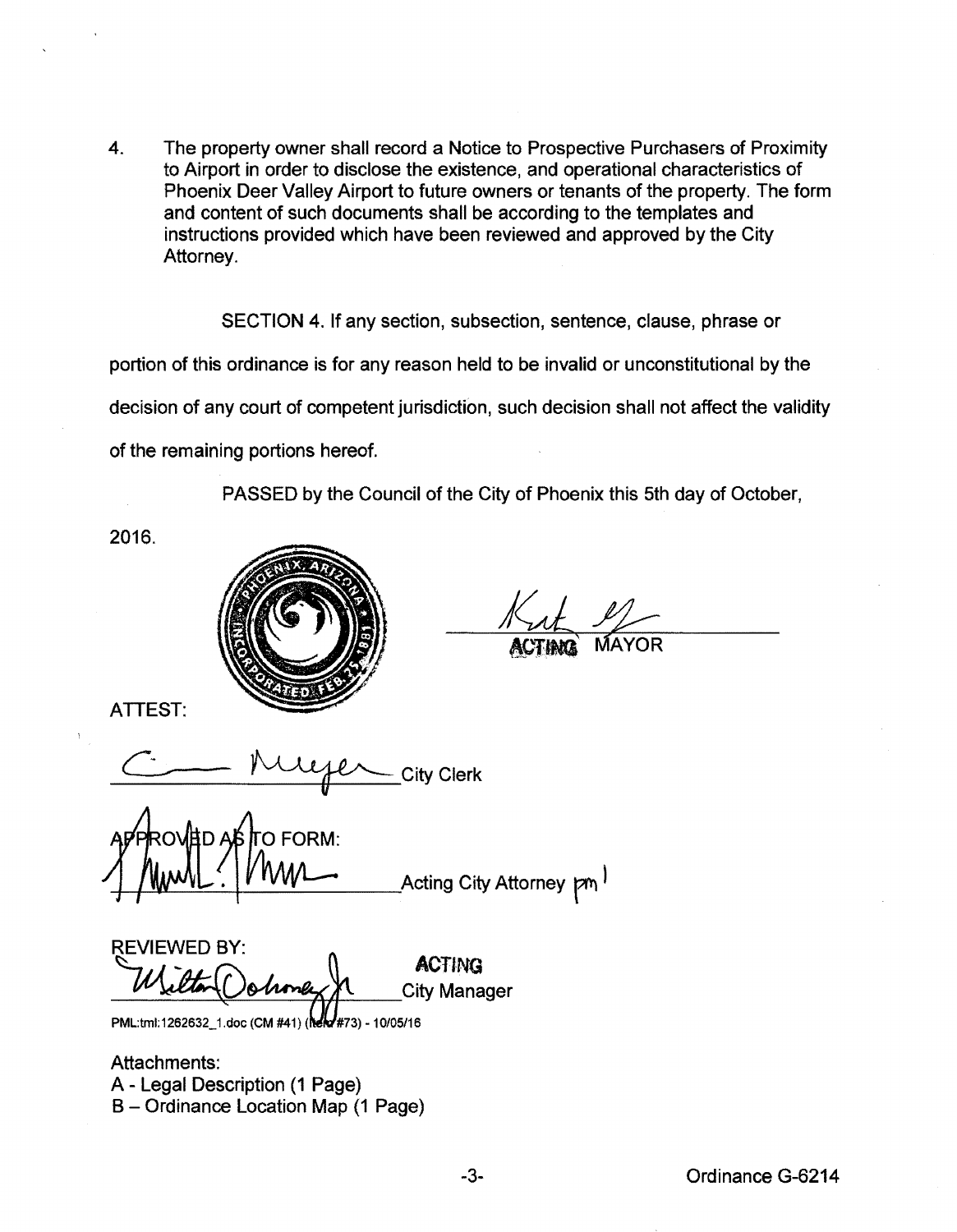4. The property owner shall record a Notice to Prospective Purchasers of Proximity to Airport in order to disclose the existence, and operational characteristics of Phoenix Deer Valley Airport to future owners or tenants of the property. The form and content of such documents shall be according to the templates and instructions provided which have been reviewed and approved by the City Attorney.

SECTION 4. If any section, subsection, sentence, clause, phrase or portion of this ordinance is for any reason held to be invalid or unconstitutional by the decision of any court of competent jurisdiction, such decision shall not affect the validity of the remaining portions hereof.

PASSED by the Council of the City of Phoenix this 5th day of October, 2016.

ACTING MAYOR

ATTEST:

City Clerk

APPROVED AS TO FORM:

Acting City Attorney pm

REVIEWED BY:

ACTING City Manager

PML:tml:1262632_1.doc (CM #41) (Item #73) - 10/05/16

Attachments:
A - Legal Description (1 Page)
B – Ordinance Location Map (1 Page)

Ordinance G-6214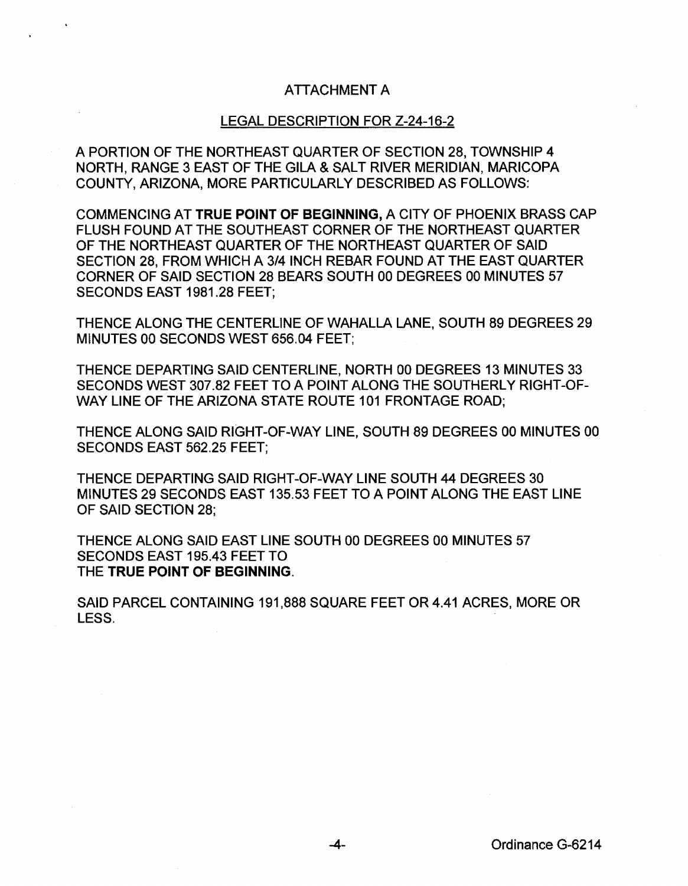# ATTACHMENT A

## LEGAL DESCRIPTION FOR Z-24-16-2

A PORTION OF THE NORTHEAST QUARTER OF SECTION 28, TOWNSHIP 4 NORTH, RANGE 3 EAST OF THE GILA & SALT RIVER MERIDIAN, MARICOPA COUNTY, ARIZONA, MORE PARTICULARLY DESCRIBED AS FOLLOWS:

COMMENCING AT **TRUE POINT OF BEGINNING,** A CITY OF PHOENIX BRASS CAP FLUSH FOUND AT THE SOUTHEAST CORNER OF THE NORTHEAST QUARTER OF THE NORTHEAST QUARTER OF THE NORTHEAST QUARTER OF SAID SECTION 28, FROM WHICH A 3/4 INCH REBAR FOUND AT THE EAST QUARTER CORNER OF SAID SECTION 28 BEARS SOUTH 00 DEGREES 00 MINUTES 57 SECONDS EAST 1981.28 FEET;

THENCE ALONG THE CENTERLINE OF WAHALLA LANE, SOUTH 89 DEGREES 29 MINUTES 00 SECONDS WEST 656.04 FEET;

THENCE DEPARTING SAID CENTERLINE, NORTH 00 DEGREES 13 MINUTES 33 SECONDS WEST 307.82 FEET TO A POINT ALONG THE SOUTHERLY RIGHT-OF-WAY LINE OF THE ARIZONA STATE ROUTE 101 FRONTAGE ROAD;

THENCE ALONG SAID RIGHT-OF-WAY LINE, SOUTH 89 DEGREES 00 MINUTES 00 SECONDS EAST 562.25 FEET;

THENCE DEPARTING SAID RIGHT-OF-WAY LINE SOUTH 44 DEGREES 30 MINUTES 29 SECONDS EAST 135.53 FEET TO A POINT ALONG THE EAST LINE OF SAID SECTION 28;

THENCE ALONG SAID EAST LINE SOUTH 00 DEGREES 00 MINUTES 57 SECONDS EAST 195.43 FEET TO THE **TRUE POINT OF BEGINNING**.

SAID PARCEL CONTAINING 191,888 SQUARE FEET OR 4.41 ACRES, MORE OR LESS.

Ordinance G-6214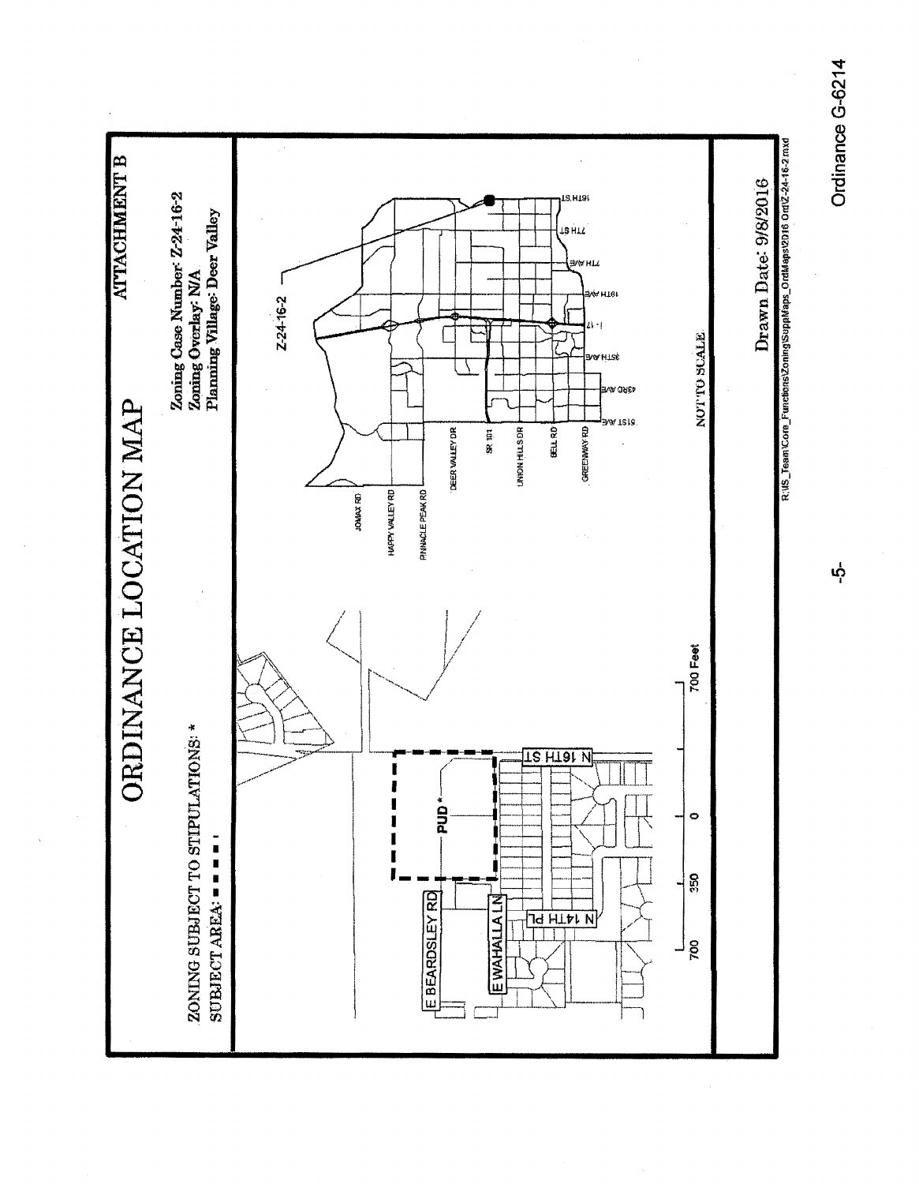# ORDINANCE LOCATION MAP

ATTACHMENT B

ZONING SUBJECT TO STIPULATIONS: *
SUBJECT AREA: ■ ■ ■ ■ ■

**Zoning Case Number: Z-24-16-2**
**Zoning Overlay: N/A**
**Planning Village: Deer Valley**

E BEARDSLEY RD
E WAHALLA LN
N 14TH PL
N 16TH ST
PUD *

700 350 0 700 Feet

Z-24-16-2

JOMAX RD
HAPPY VALLEY RD
PINNACLE PEAK RD
DEER VALLEY DR
SR 101
UNION HILLS DR
BELL RD
GREENWAY RD

51ST AVE
43RD AVE
35TH AVE
I-17
19TH AVE
7TH AVE
7TH ST
16TH ST

NOT TO SCALE

Drawn Date: 9/8/2016

R:\IS_Team\Core_Functions\Zoning\SuppMaps_OrdMaps\2016 Ord\Z-24-16-2.mxd

Ordinance G-6214